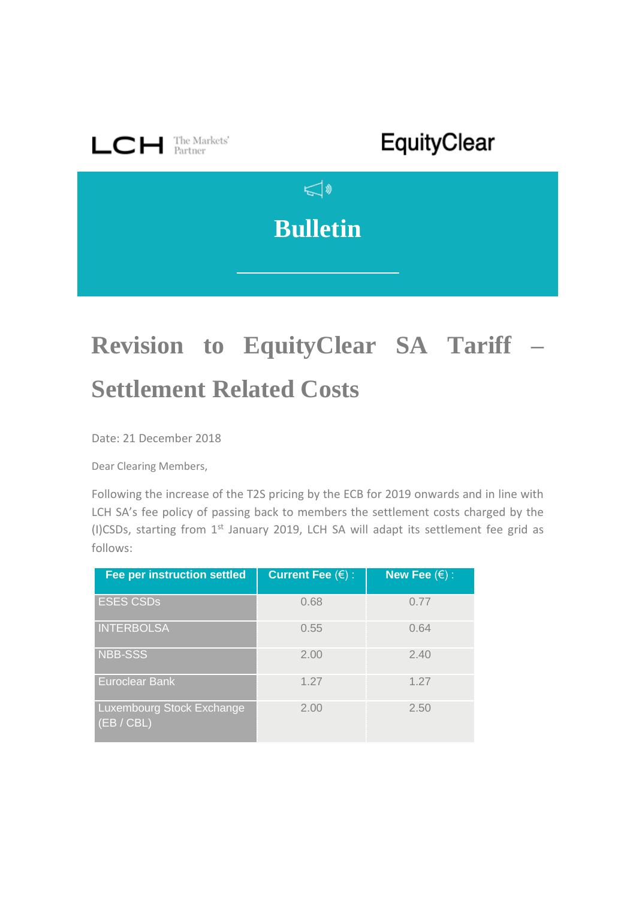LCH The Markets' Partner

EquityClear

# Bulletin

# Revision to EquityClear SA Tariff – Settlement Related Costs

Date: 21 December 2018

Dear Clearing Members,

Following the increase of the T2S pricing by the ECB for 2019 onwards and in line with LCH SA's fee policy of passing back to members the settlement costs charged by the (I)CSDs, starting from 1st January 2019, LCH SA will adapt its settlement fee grid as follows:

| Fee per instruction settled | Current Fee (€) : | New Fee (€) : |
|---|---|---|
| ESES CSDs | 0.68 | 0.77 |
| INTERBOLSA | 0.55 | 0.64 |
| NBB-SSS | 2.00 | 2.40 |
| Euroclear Bank | 1.27 | 1.27 |
| Luxembourg Stock Exchange (EB / CBL) | 2.00 | 2.50 |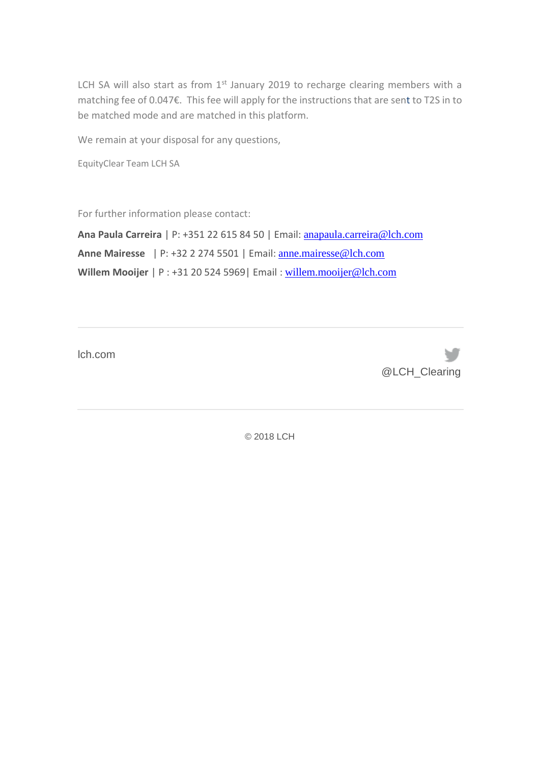LCH SA will also start as from 1st January 2019 to recharge clearing members with a matching fee of 0.047€. This fee will apply for the instructions that are sent to T2S in to be matched mode and are matched in this platform.

We remain at your disposal for any questions,

EquityClear Team LCH SA

For further information please contact:

**Ana Paula Carreira** | P: +351 22 615 84 50 | Email: anapaula.carreira@lch.com

**Anne Mairesse** | P: +32 2 274 5501 | Email: anne.mairesse@lch.com

**Willem Mooijer** | P : +31 20 524 5969| Email : willem.mooijer@lch.com

---

lch.com

@LCH_Clearing

---

© 2018 LCH